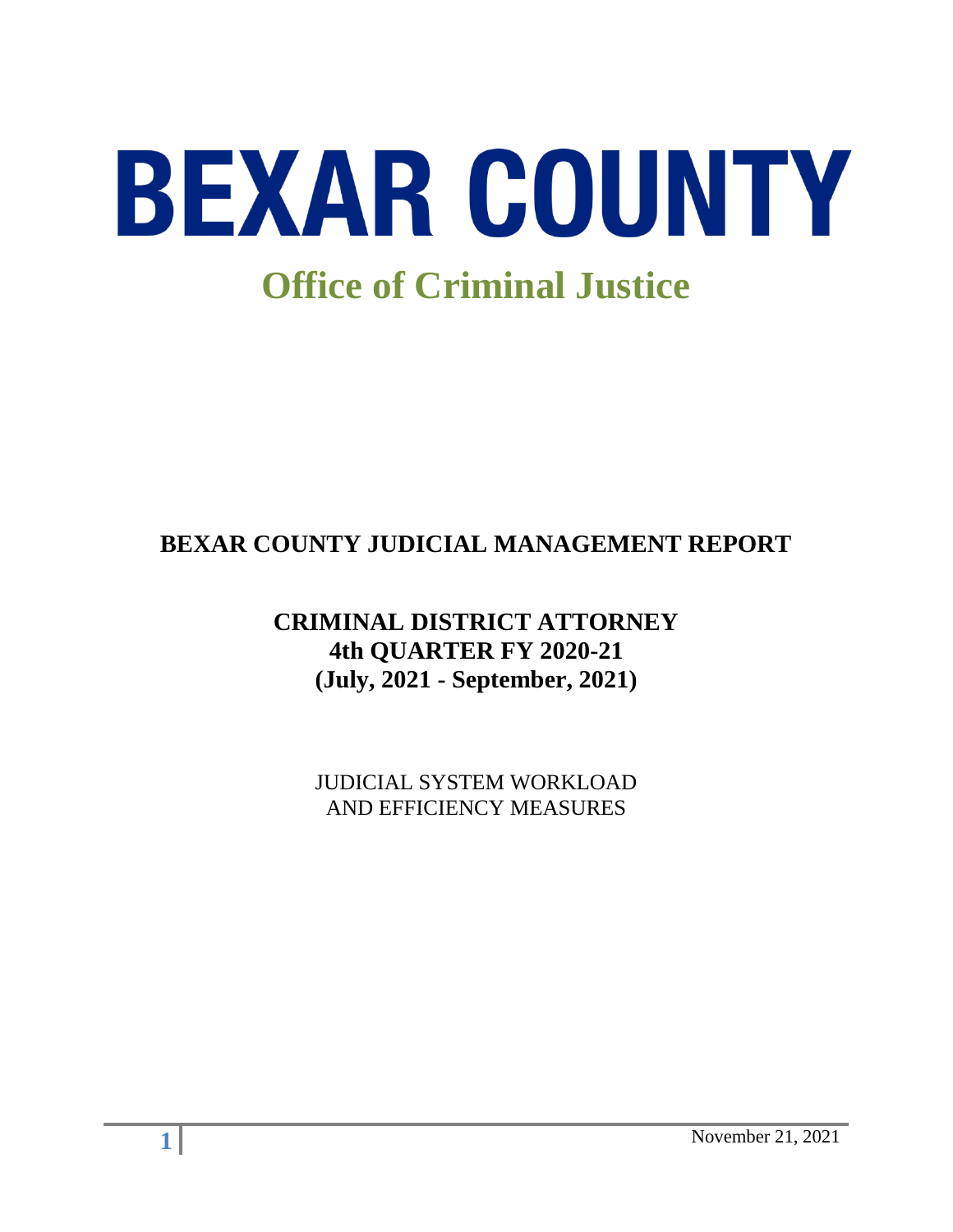# BEXAR COUNTY

## Office of Criminal Justice

## BEXAR COUNTY JUDICIAL MANAGEMENT REPORT

### CRIMINAL DISTRICT ATTORNEY
### 4th QUARTER FY 2020-21
### (July, 2021 - September, 2021)

JUDICIAL SYSTEM WORKLOAD
AND EFFICIENCY MEASURES

November 21, 2021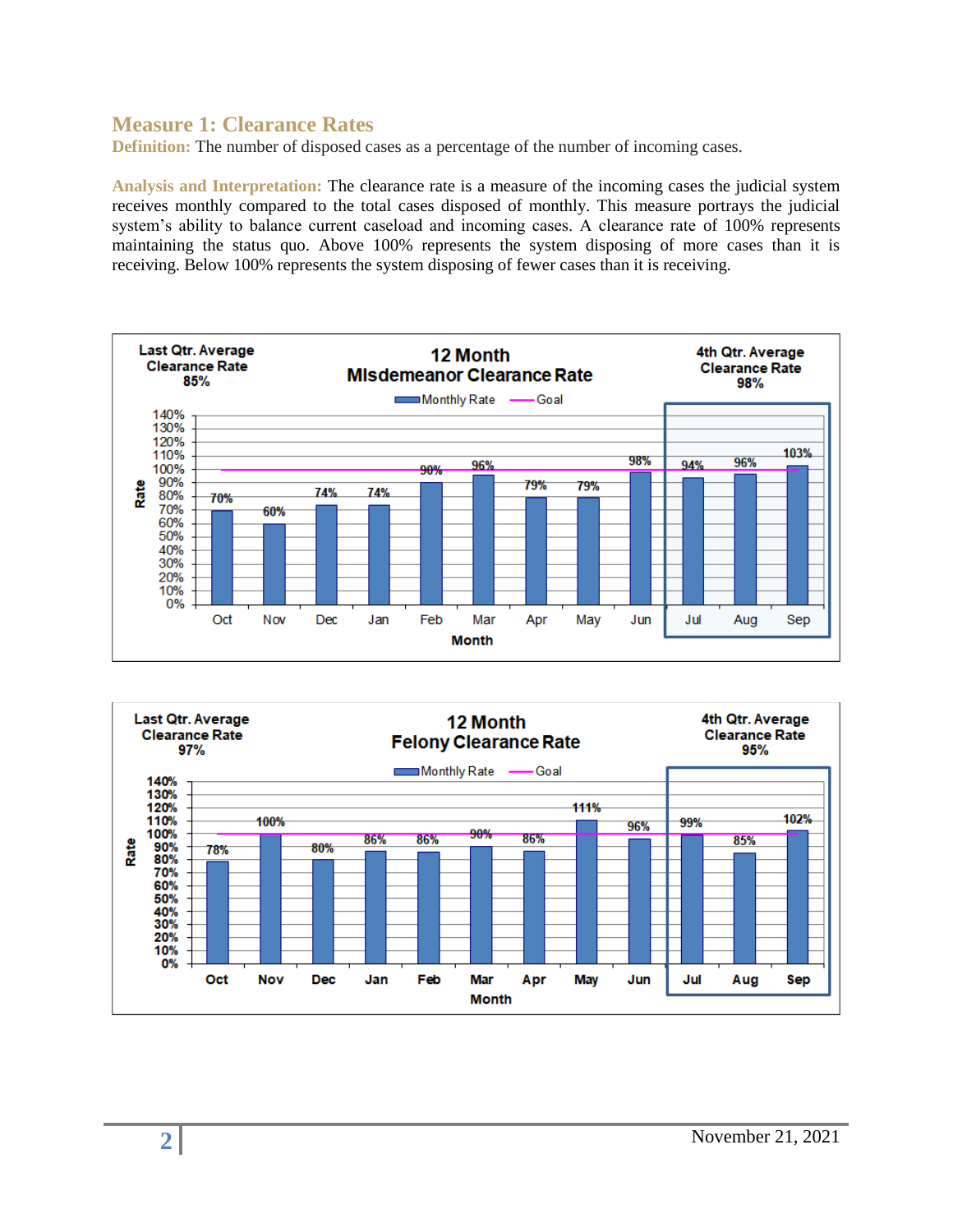## Measure 1: Clearance Rates

**Definition:** The number of disposed cases as a percentage of the number of incoming cases.

**Analysis and Interpretation:** The clearance rate is a measure of the incoming cases the judicial system receives monthly compared to the total cases disposed of monthly. This measure portrays the judicial system's ability to balance current caseload and incoming cases. A clearance rate of 100% represents maintaining the status quo. Above 100% represents the system disposing of more cases than it is receiving. Below 100% represents the system disposing of fewer cases than it is receiving.

**12 Month Misdemeanor Clearance Rate**

Last Qtr. Average Clearance Rate: 85%

4th Qtr. Average Clearance Rate: 98%

| Month | Oct | Nov | Dec | Jan | Feb | Mar | Apr | May | Jun | Jul | Aug | Sep |
|---|---|---|---|---|---|---|---|---|---|---|---|---|
| Monthly Rate | 70% | 60% | 74% | 74% | 90% | 96% | 79% | 79% | 98% | 94% | 96% | 103% |
| Goal | 100% | 100% | 100% | 100% | 100% | 100% | 100% | 100% | 100% | 100% | 100% | 100% |

**12 Month Felony Clearance Rate**

Last Qtr. Average Clearance Rate: 97%

4th Qtr. Average Clearance Rate: 95%

| Month | Oct | Nov | Dec | Jan | Feb | Mar | Apr | May | Jun | Jul | Aug | Sep |
|---|---|---|---|---|---|---|---|---|---|---|---|---|
| Monthly Rate | 78% | 100% | 80% | 86% | 86% | 90% | 86% | 111% | 96% | 99% | 85% | 102% |
| Goal | 100% | 100% | 100% | 100% | 100% | 100% | 100% | 100% | 100% | 100% | 100% | 100% |

November 21, 2021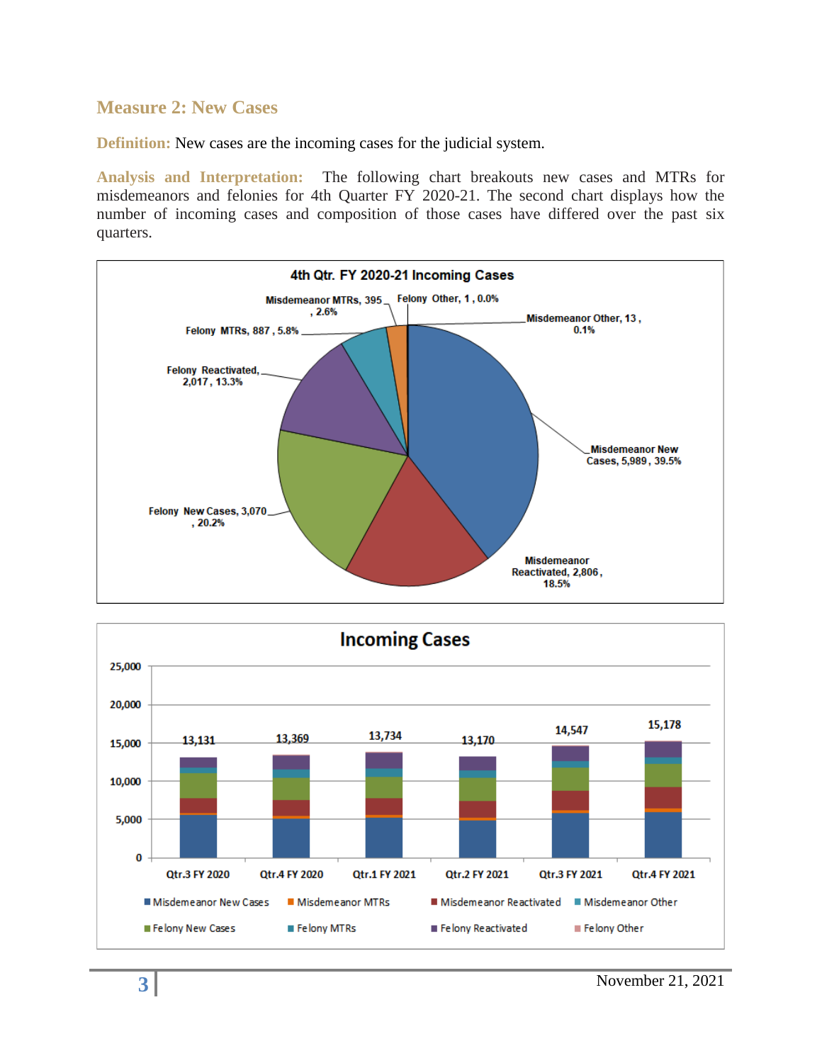## Measure 2: New Cases

**Definition:** New cases are the incoming cases for the judicial system.

**Analysis and Interpretation:** The following chart breakouts new cases and MTRs for misdemeanors and felonies for 4th Quarter FY 2020-21. The second chart displays how the number of incoming cases and composition of those cases have differed over the past six quarters.

**4th Qtr. FY 2020-21 Incoming Cases**

| Category | Cases | Percent |
| --- | --- | --- |
| Misdemeanor New Cases | 5,989 | 39.5% |
| Misdemeanor Reactivated | 2,806 | 18.5% |
| Felony New Cases | 3,070 | 20.2% |
| Felony Reactivated | 2,017 | 13.3% |
| Felony MTRs | 887 | 5.8% |
| Misdemeanor MTRs | 395 | 2.6% |
| Felony Other | 1 | 0.0% |
| Misdemeanor Other | 13 | 0.1% |

**Incoming Cases**

| Quarter | Total Incoming Cases |
| --- | --- |
| Qtr.3 FY 2020 | 13,131 |
| Qtr.4 FY 2020 | 13,369 |
| Qtr.1 FY 2021 | 13,734 |
| Qtr.2 FY 2021 | 13,170 |
| Qtr.3 FY 2021 | 14,547 |
| Qtr.4 FY 2021 | 15,178 |

Legend: Misdemeanor New Cases, Misdemeanor MTRs, Misdemeanor Reactivated, Misdemeanor Other, Felony New Cases, Felony MTRs, Felony Reactivated, Felony Other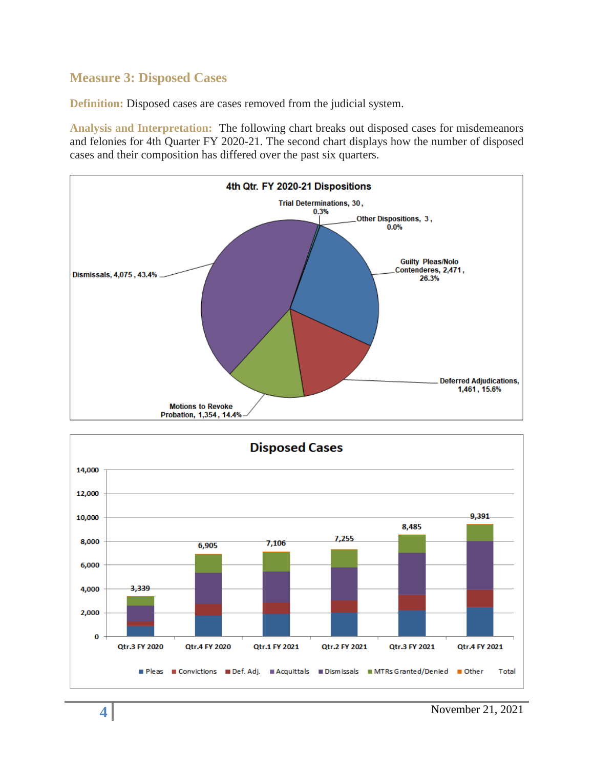## Measure 3: Disposed Cases

**Definition:** Disposed cases are cases removed from the judicial system.

**Analysis and Interpretation:** The following chart breaks out disposed cases for misdemeanors and felonies for 4th Quarter FY 2020-21. The second chart displays how the number of disposed cases and their composition has differed over the past six quarters.

**4th Qtr. FY 2020-21 Dispositions**

| Disposition | Count | Percent |
|---|---|---|
| Trial Determinations | 30 | 0.3% |
| Other Dispositions | 3 | 0.0% |
| Guilty Pleas/Nolo Contenderes | 2,471 | 26.3% |
| Deferred Adjudications | 1,461 | 15.6% |
| Motions to Revoke Probation | 1,354 | 14.4% |
| Dismissals | 4,075 | 43.4% |

**Disposed Cases**

| Quarter | Total |
|---|---|
| Qtr.3 FY 2020 | 3,339 |
| Qtr.4 FY 2020 | 6,905 |
| Qtr.1 FY 2021 | 7,106 |
| Qtr.2 FY 2021 | 7,255 |
| Qtr.3 FY 2021 | 8,485 |
| Qtr.4 FY 2021 | 9,391 |

Legend: Pleas, Convictions, Def. Adj., Acquittals, Dismissals, MTRs Granted/Denied, Other, Total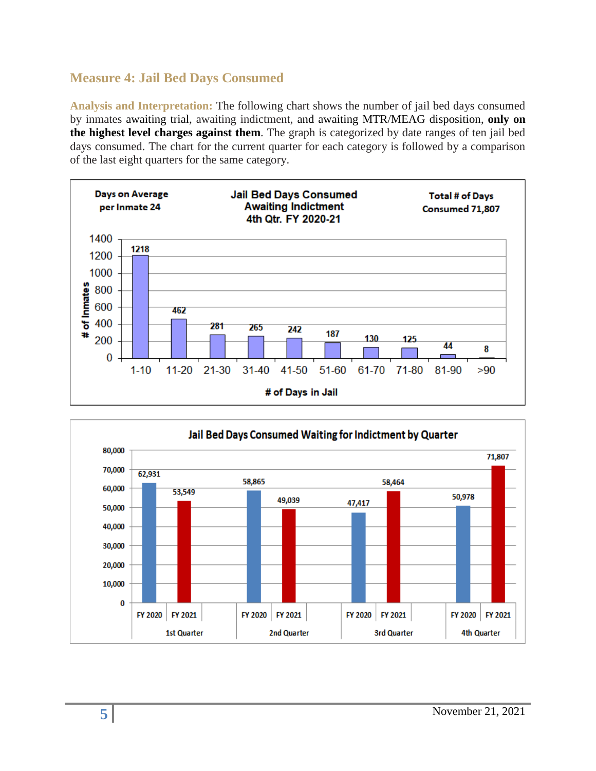## Measure 4: Jail Bed Days Consumed

**Analysis and Interpretation:** The following chart shows the number of jail bed days consumed by inmates awaiting trial, awaiting indictment, and awaiting MTR/MEAG disposition, **only on the highest level charges against them**. The graph is categorized by date ranges of ten jail bed days consumed. The chart for the current quarter for each category is followed by a comparison of the last eight quarters for the same category.

**Jail Bed Days Consumed Awaiting Indictment 4th Qtr. FY 2020-21**

Days on Average per Inmate 24

Total # of Days Consumed 71,807

| # of Days in Jail | # of Inmates |
|---|---|
| 1-10 | 1218 |
| 11-20 | 462 |
| 21-30 | 281 |
| 31-40 | 265 |
| 41-50 | 242 |
| 51-60 | 187 |
| 61-70 | 130 |
| 71-80 | 125 |
| 81-90 | 44 |
| >90 | 8 |

**Jail Bed Days Consumed Waiting for Indictment by Quarter**

| Quarter | FY 2020 | FY 2021 |
|---|---|---|
| 1st Quarter | 62,931 | 53,549 |
| 2nd Quarter | 58,865 | 49,039 |
| 3rd Quarter | 47,417 | 58,464 |
| 4th Quarter | 50,978 | 71,807 |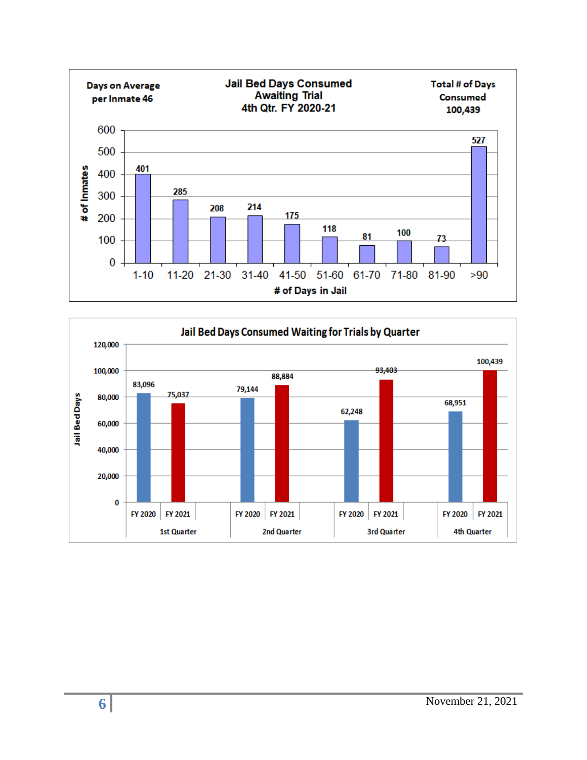## Jail Bed Days Consumed Awaiting Trial 4th Qtr. FY 2020-21

Days on Average per Inmate 46

Total # of Days Consumed 100,439

| # of Days in Jail | # of Inmates |
|---|---|
| 1-10 | 401 |
| 11-20 | 285 |
| 21-30 | 208 |
| 31-40 | 214 |
| 41-50 | 175 |
| 51-60 | 118 |
| 61-70 | 81 |
| 71-80 | 100 |
| 81-90 | 73 |
| >90 | 527 |

## Jail Bed Days Consumed Waiting for Trials by Quarter

| Quarter | FY 2020 | FY 2021 |
|---|---|---|
| 1st Quarter | 83,096 | 75,037 |
| 2nd Quarter | 79,144 | 88,884 |
| 3rd Quarter | 62,248 | 93,403 |
| 4th Quarter | 68,951 | 100,439 |

November 21, 2021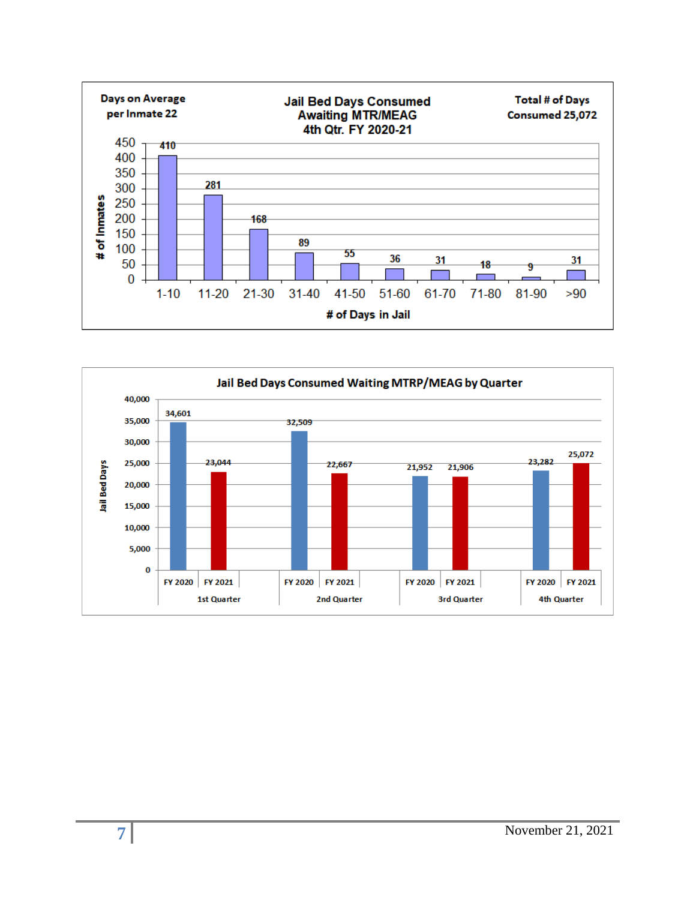## Jail Bed Days Consumed Awaiting MTR/MEAG 4th Qtr. FY 2020-21

Days on Average per Inmate 22

Total # of Days Consumed 25,072

| # of Days in Jail | # of Inmates |
|---|---|
| 1-10 | 410 |
| 11-20 | 281 |
| 21-30 | 168 |
| 31-40 | 89 |
| 41-50 | 55 |
| 51-60 | 36 |
| 61-70 | 31 |
| 71-80 | 18 |
| 81-90 | 9 |
| >90 | 31 |

## Jail Bed Days Consumed Waiting MTRP/MEAG by Quarter

| Quarter | FY 2020 | FY 2021 |
|---|---|---|
| 1st Quarter | 34,601 | 23,044 |
| 2nd Quarter | 32,509 | 22,667 |
| 3rd Quarter | 21,952 | 21,906 |
| 4th Quarter | 23,282 | 25,072 |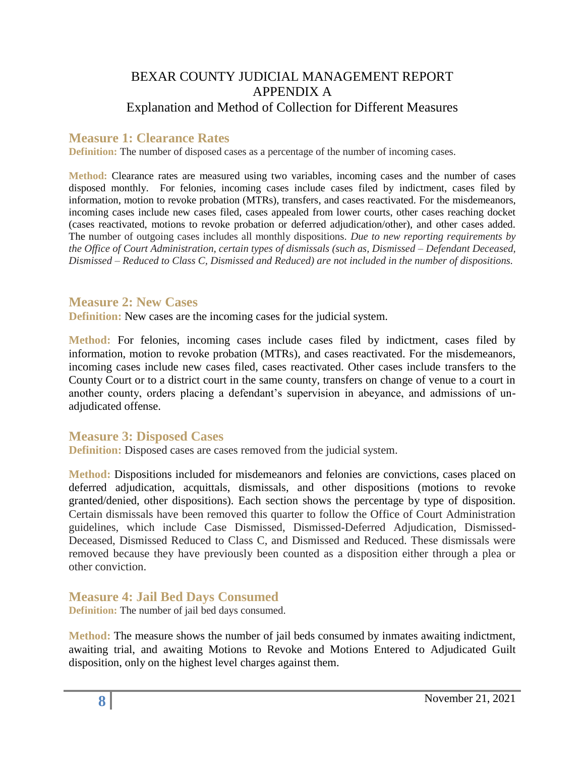# BEXAR COUNTY JUDICIAL MANAGEMENT REPORT
# APPENDIX A
## Explanation and Method of Collection for Different Measures

### Measure 1: Clearance Rates

**Definition:** The number of disposed cases as a percentage of the number of incoming cases.

**Method:** Clearance rates are measured using two variables, incoming cases and the number of cases disposed monthly. For felonies, incoming cases include cases filed by indictment, cases filed by information, motion to revoke probation (MTRs), transfers, and cases reactivated. For the misdemeanors, incoming cases include new cases filed, cases appealed from lower courts, other cases reaching docket (cases reactivated, motions to revoke probation or deferred adjudication/other), and other cases added. The number of outgoing cases includes all monthly dispositions. *Due to new reporting requirements by the Office of Court Administration, certain types of dismissals (such as, Dismissed – Defendant Deceased, Dismissed – Reduced to Class C, Dismissed and Reduced) are not included in the number of dispositions.*

### Measure 2: New Cases

**Definition:** New cases are the incoming cases for the judicial system.

**Method:** For felonies, incoming cases include cases filed by indictment, cases filed by information, motion to revoke probation (MTRs), and cases reactivated. For the misdemeanors, incoming cases include new cases filed, cases reactivated. Other cases include transfers to the County Court or to a district court in the same county, transfers on change of venue to a court in another county, orders placing a defendant's supervision in abeyance, and admissions of un-adjudicated offense.

### Measure 3: Disposed Cases

**Definition:** Disposed cases are cases removed from the judicial system.

**Method:** Dispositions included for misdemeanors and felonies are convictions, cases placed on deferred adjudication, acquittals, dismissals, and other dispositions (motions to revoke granted/denied, other dispositions). Each section shows the percentage by type of disposition. Certain dismissals have been removed this quarter to follow the Office of Court Administration guidelines, which include Case Dismissed, Dismissed-Deferred Adjudication, Dismissed-Deceased, Dismissed Reduced to Class C, and Dismissed and Reduced. These dismissals were removed because they have previously been counted as a disposition either through a plea or other conviction.

### Measure 4: Jail Bed Days Consumed

**Definition:** The number of jail bed days consumed.

**Method:** The measure shows the number of jail beds consumed by inmates awaiting indictment, awaiting trial, and awaiting Motions to Revoke and Motions Entered to Adjudicated Guilt disposition, only on the highest level charges against them.

November 21, 2021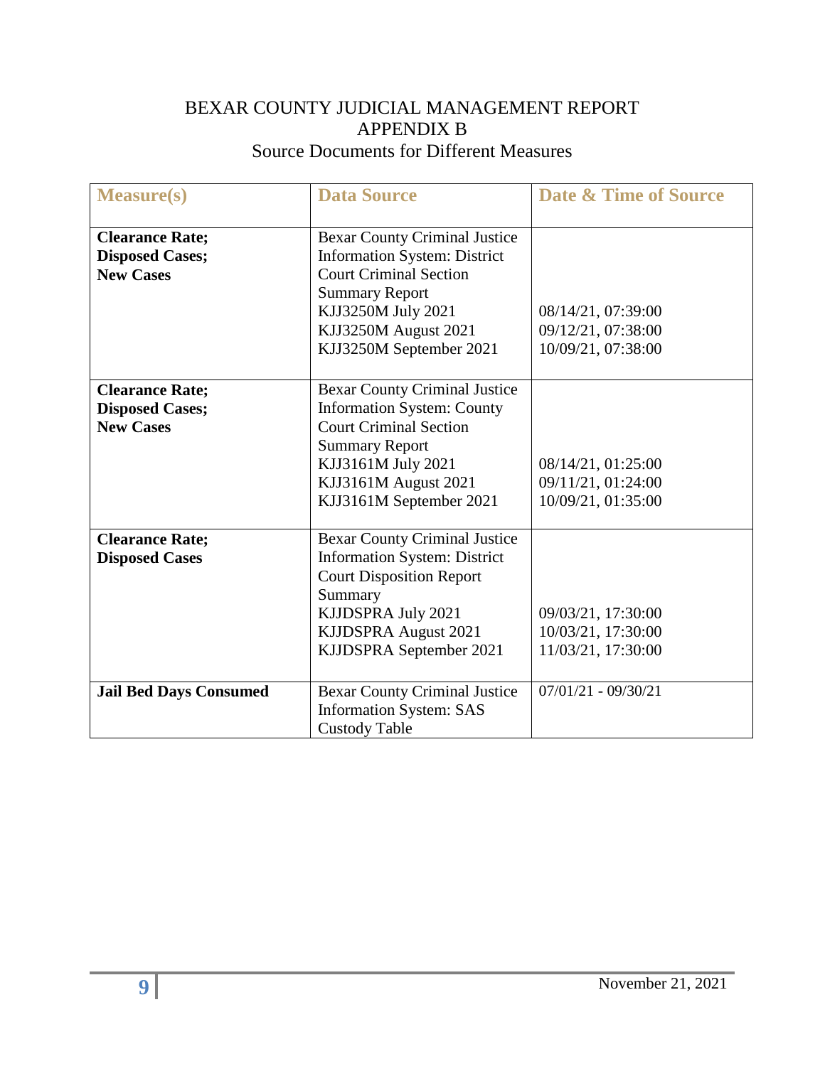# BEXAR COUNTY JUDICIAL MANAGEMENT REPORT
## APPENDIX B
### Source Documents for Different Measures

| Measure(s) | Data Source | Date & Time of Source |
|---|---|---|
| **Clearance Rate; Disposed Cases; New Cases** | Bexar County Criminal Justice Information System: District Court Criminal Section Summary Report<br>KJJ3250M July 2021<br>KJJ3250M August 2021<br>KJJ3250M September 2021 | <br><br>08/14/21, 07:39:00<br>09/12/21, 07:38:00<br>10/09/21, 07:38:00 |
| **Clearance Rate; Disposed Cases; New Cases** | Bexar County Criminal Justice Information System: County Court Criminal Section Summary Report<br>KJJ3161M July 2021<br>KJJ3161M August 2021<br>KJJ3161M September 2021 | <br><br>08/14/21, 01:25:00<br>09/11/21, 01:24:00<br>10/09/21, 01:35:00 |
| **Clearance Rate; Disposed Cases** | Bexar County Criminal Justice Information System: District Court Disposition Report Summary<br>KJJDSPRA July 2021<br>KJJDSPRA August 2021<br>KJJDSPRA September 2021 | <br><br>09/03/21, 17:30:00<br>10/03/21, 17:30:00<br>11/03/21, 17:30:00 |
| **Jail Bed Days Consumed** | Bexar County Criminal Justice Information System: SAS Custody Table | 07/01/21 - 09/30/21 |